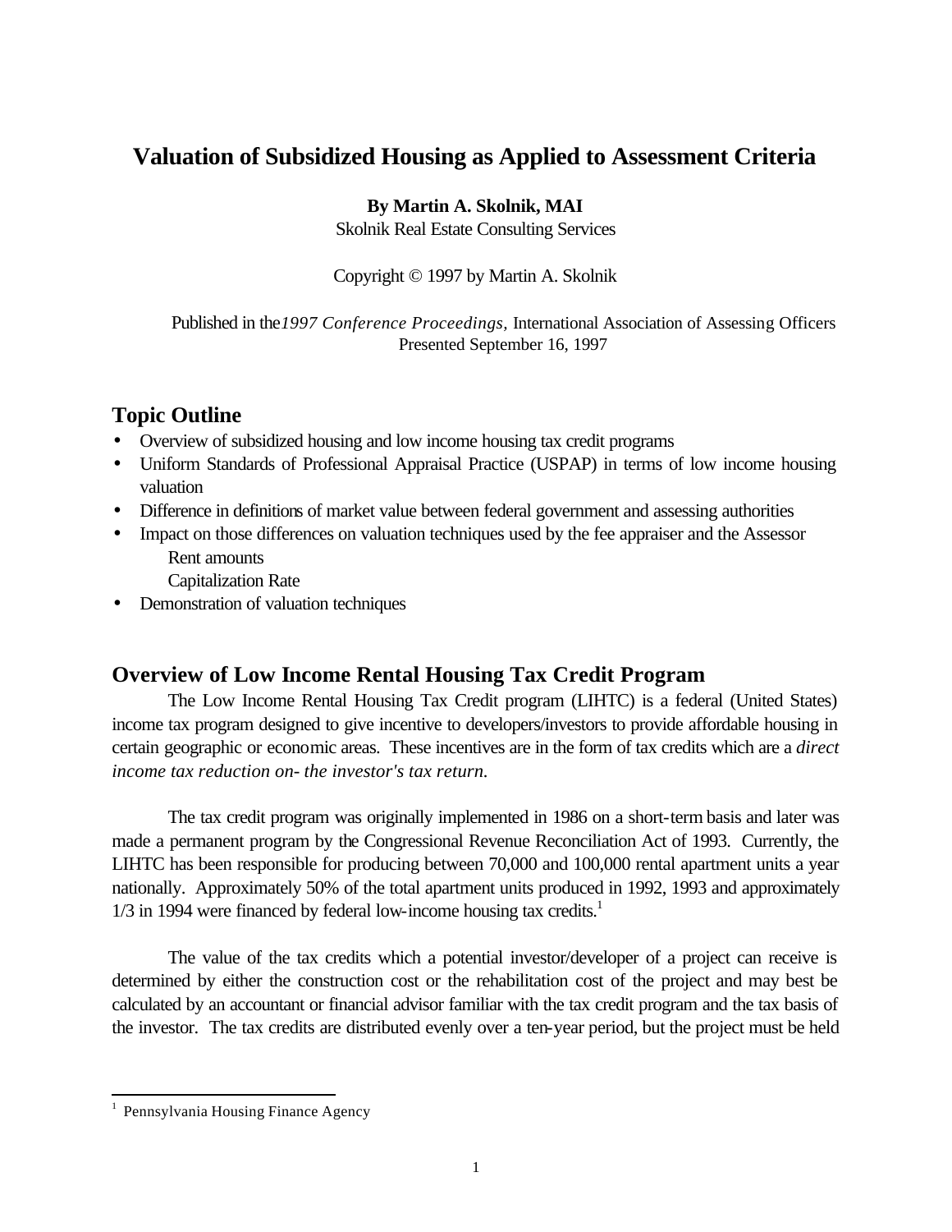# Valuation of Subsidized Housing as Applied to Assessment Criteria

**By Martin A. Skolnik, MAI**
Skolnik Real Estate Consulting Services

Copyright © 1997 by Martin A. Skolnik

Published in the *1997 Conference Proceedings*, International Association of Assessing Officers
Presented September 16, 1997

## Topic Outline

- Overview of subsidized housing and low income housing tax credit programs
- Uniform Standards of Professional Appraisal Practice (USPAP) in terms of low income housing valuation
- Difference in definitions of market value between federal government and assessing authorities
- Impact on those differences on valuation techniques used by the fee appraiser and the Assessor
  - Rent amounts
  - Capitalization Rate
- Demonstration of valuation techniques

## Overview of Low Income Rental Housing Tax Credit Program

The Low Income Rental Housing Tax Credit program (LIHTC) is a federal (United States) income tax program designed to give incentive to developers/investors to provide affordable housing in certain geographic or economic areas. These incentives are in the form of tax credits which are a *direct income tax reduction on- the investor's tax return.*

The tax credit program was originally implemented in 1986 on a short-term basis and later was made a permanent program by the Congressional Revenue Reconciliation Act of 1993. Currently, the LIHTC has been responsible for producing between 70,000 and 100,000 rental apartment units a year nationally. Approximately 50% of the total apartment units produced in 1992, 1993 and approximately 1/3 in 1994 were financed by federal low-income housing tax credits.[1]

The value of the tax credits which a potential investor/developer of a project can receive is determined by either the construction cost or the rehabilitation cost of the project and may best be calculated by an accountant or financial advisor familiar with the tax credit program and the tax basis of the investor. The tax credits are distributed evenly over a ten-year period, but the project must be held

[1] Pennsylvania Housing Finance Agency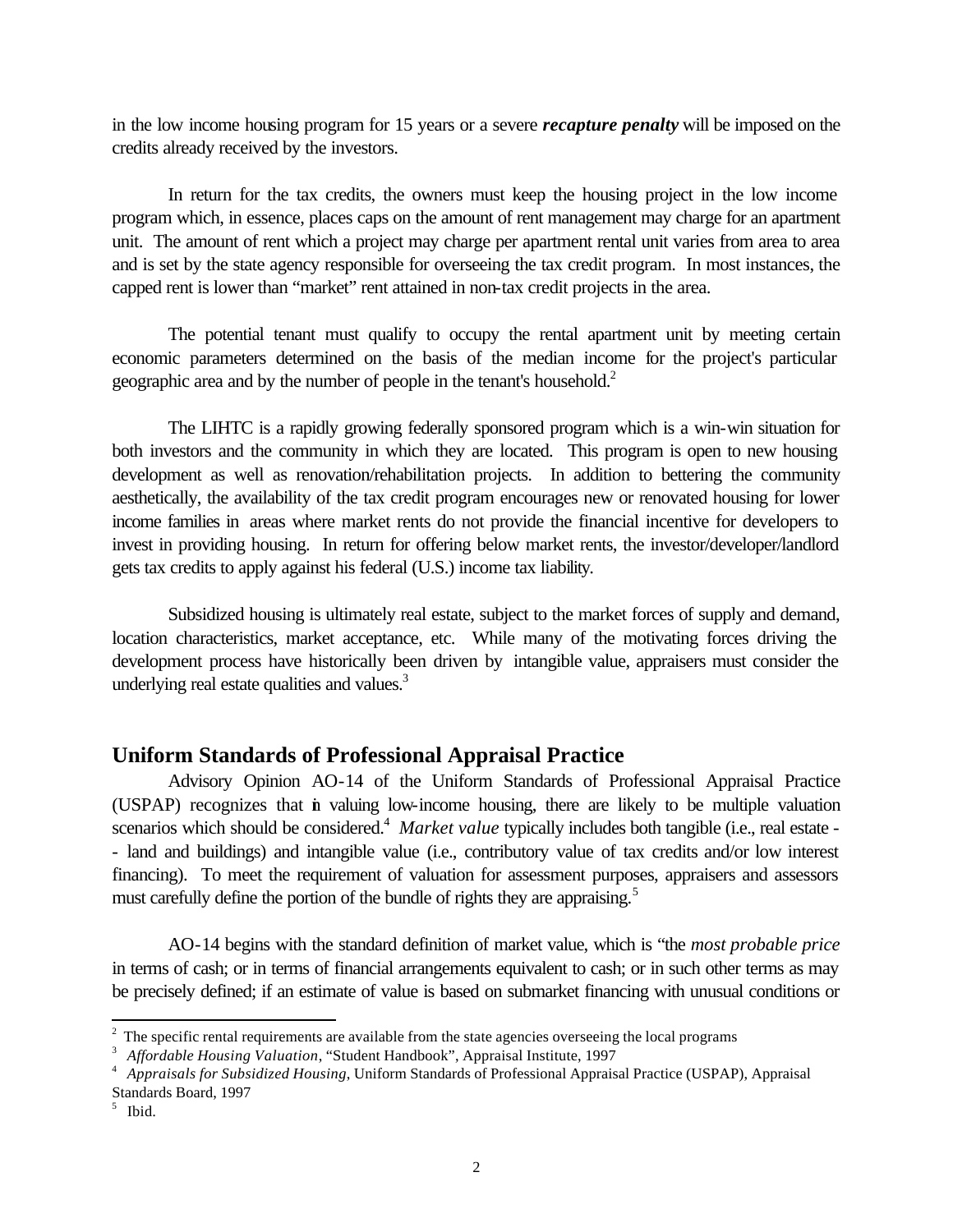in the low income housing program for 15 years or a severe ***recapture penalty*** will be imposed on the credits already received by the investors.

In return for the tax credits, the owners must keep the housing project in the low income program which, in essence, places caps on the amount of rent management may charge for an apartment unit. The amount of rent which a project may charge per apartment rental unit varies from area to area and is set by the state agency responsible for overseeing the tax credit program. In most instances, the capped rent is lower than "market" rent attained in non-tax credit projects in the area.

The potential tenant must qualify to occupy the rental apartment unit by meeting certain economic parameters determined on the basis of the median income for the project's particular geographic area and by the number of people in the tenant's household.[2]

The LIHTC is a rapidly growing federally sponsored program which is a win-win situation for both investors and the community in which they are located. This program is open to new housing development as well as renovation/rehabilitation projects. In addition to bettering the community aesthetically, the availability of the tax credit program encourages new or renovated housing for lower income families in areas where market rents do not provide the financial incentive for developers to invest in providing housing. In return for offering below market rents, the investor/developer/landlord gets tax credits to apply against his federal (U.S.) income tax liability.

Subsidized housing is ultimately real estate, subject to the market forces of supply and demand, location characteristics, market acceptance, etc. While many of the motivating forces driving the development process have historically been driven by intangible value, appraisers must consider the underlying real estate qualities and values.[3]

## Uniform Standards of Professional Appraisal Practice

Advisory Opinion AO-14 of the Uniform Standards of Professional Appraisal Practice (USPAP) recognizes that in valuing low-income housing, there are likely to be multiple valuation scenarios which should be considered.[4] *Market value* typically includes both tangible (i.e., real estate -- land and buildings) and intangible value (i.e., contributory value of tax credits and/or low interest financing). To meet the requirement of valuation for assessment purposes, appraisers and assessors must carefully define the portion of the bundle of rights they are appraising.[5]

AO-14 begins with the standard definition of market value, which is "the *most probable price* in terms of cash; or in terms of financial arrangements equivalent to cash; or in such other terms as may be precisely defined; if an estimate of value is based on submarket financing with unusual conditions or

---

[2] The specific rental requirements are available from the state agencies overseeing the local programs

[3] *Affordable Housing Valuation*, "Student Handbook", Appraisal Institute, 1997

[4] *Appraisals for Subsidized Housing*, Uniform Standards of Professional Appraisal Practice (USPAP), Appraisal Standards Board, 1997

[5] Ibid.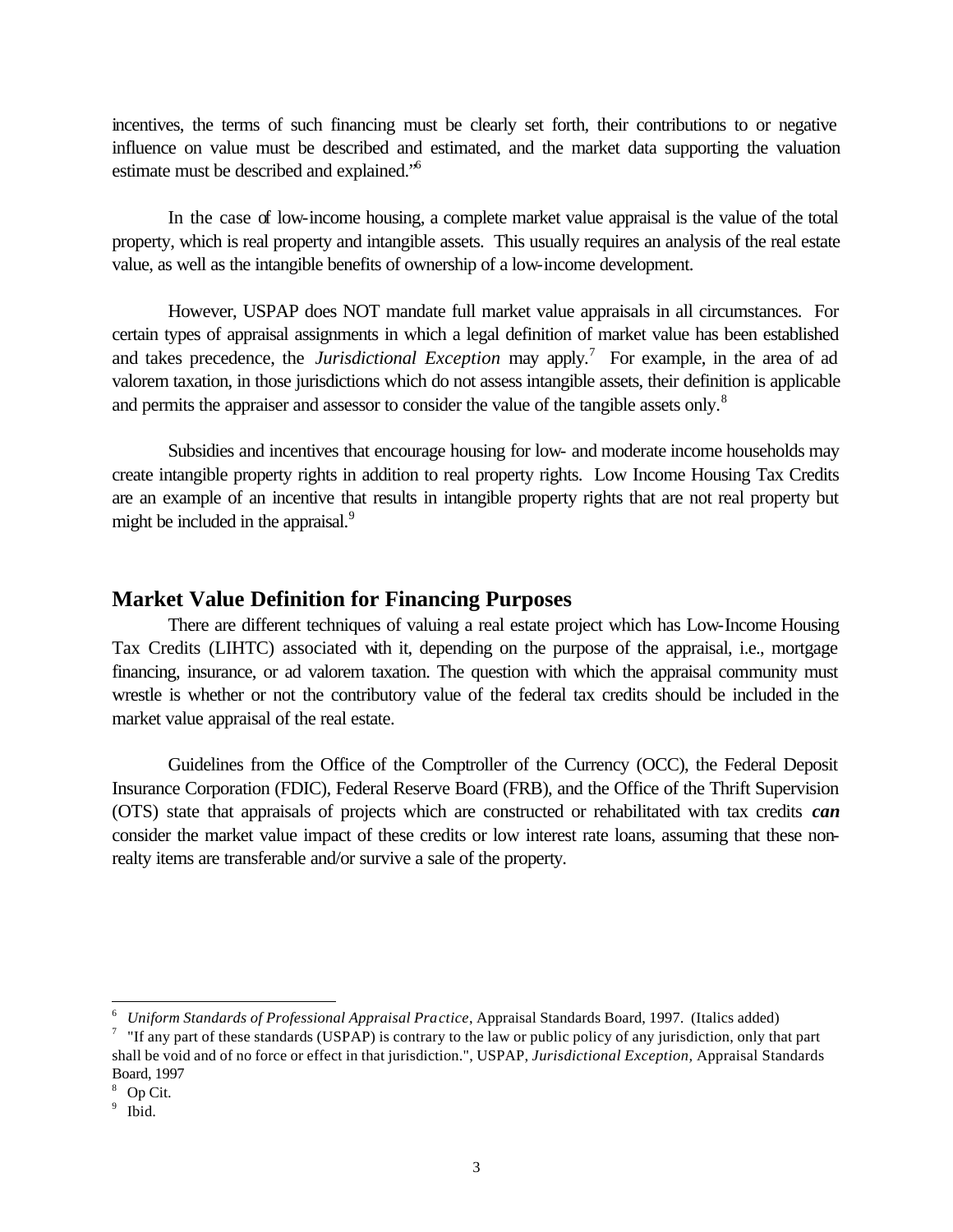incentives, the terms of such financing must be clearly set forth, their contributions to or negative influence on value must be described and estimated, and the market data supporting the valuation estimate must be described and explained."[6]

In the case of low-income housing, a complete market value appraisal is the value of the total property, which is real property and intangible assets. This usually requires an analysis of the real estate value, as well as the intangible benefits of ownership of a low-income development.

However, USPAP does NOT mandate full market value appraisals in all circumstances. For certain types of appraisal assignments in which a legal definition of market value has been established and takes precedence, the *Jurisdictional Exception* may apply.[7] For example, in the area of ad valorem taxation, in those jurisdictions which do not assess intangible assets, their definition is applicable and permits the appraiser and assessor to consider the value of the tangible assets only.[8]

Subsidies and incentives that encourage housing for low- and moderate income households may create intangible property rights in addition to real property rights. Low Income Housing Tax Credits are an example of an incentive that results in intangible property rights that are not real property but might be included in the appraisal.[9]

## Market Value Definition for Financing Purposes

There are different techniques of valuing a real estate project which has Low-Income Housing Tax Credits (LIHTC) associated with it, depending on the purpose of the appraisal, i.e., mortgage financing, insurance, or ad valorem taxation. The question with which the appraisal community must wrestle is whether or not the contributory value of the federal tax credits should be included in the market value appraisal of the real estate.

Guidelines from the Office of the Comptroller of the Currency (OCC), the Federal Deposit Insurance Corporation (FDIC), Federal Reserve Board (FRB), and the Office of the Thrift Supervision (OTS) state that appraisals of projects which are constructed or rehabilitated with tax credits ***can*** consider the market value impact of these credits or low interest rate loans, assuming that these non-realty items are transferable and/or survive a sale of the property.

---

[6] *Uniform Standards of Professional Appraisal Practice*, Appraisal Standards Board, 1997. (Italics added)

[7] "If any part of these standards (USPAP) is contrary to the law or public policy of any jurisdiction, only that part shall be void and of no force or effect in that jurisdiction.", USPAP, *Jurisdictional Exception*, Appraisal Standards Board, 1997

[8] Op Cit.

[9] Ibid.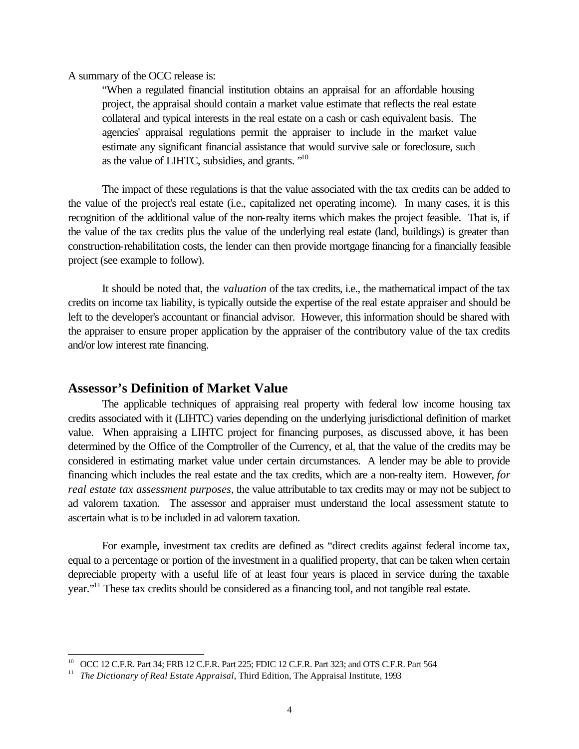A summary of the OCC release is:

> "When a regulated financial institution obtains an appraisal for an affordable housing project, the appraisal should contain a market value estimate that reflects the real estate collateral and typical interests in the real estate on a cash or cash equivalent basis. The agencies' appraisal regulations permit the appraiser to include in the market value estimate any significant financial assistance that would survive sale or foreclosure, such as the value of LIHTC, subsidies, and grants. "[10]

The impact of these regulations is that the value associated with the tax credits can be added to the value of the project's real estate (i.e., capitalized net operating income). In many cases, it is this recognition of the additional value of the non-realty items which makes the project feasible. That is, if the value of the tax credits plus the value of the underlying real estate (land, buildings) is greater than construction-rehabilitation costs, the lender can then provide mortgage financing for a financially feasible project (see example to follow).

It should be noted that, the *valuation* of the tax credits, i.e., the mathematical impact of the tax credits on income tax liability, is typically outside the expertise of the real estate appraiser and should be left to the developer's accountant or financial advisor. However, this information should be shared with the appraiser to ensure proper application by the appraiser of the contributory value of the tax credits and/or low interest rate financing.

## Assessor's Definition of Market Value

The applicable techniques of appraising real property with federal low income housing tax credits associated with it (LIHTC) varies depending on the underlying jurisdictional definition of market value. When appraising a LIHTC project for financing purposes, as discussed above, it has been determined by the Office of the Comptroller of the Currency, et al, that the value of the credits may be considered in estimating market value under certain circumstances. A lender may be able to provide financing which includes the real estate and the tax credits, which are a non-realty item. However, *for real estate tax assessment purposes*, the value attributable to tax credits may or may not be subject to ad valorem taxation. The assessor and appraiser must understand the local assessment statute to ascertain what is to be included in ad valorem taxation.

For example, investment tax credits are defined as "direct credits against federal income tax, equal to a percentage or portion of the investment in a qualified property, that can be taken when certain depreciable property with a useful life of at least four years is placed in service during the taxable year."[11] These tax credits should be considered as a financing tool, and not tangible real estate.

---

[10] OCC 12 C.F.R. Part 34; FRB 12 C.F.R. Part 225; FDIC 12 C.F.R. Part 323; and OTS C.F.R. Part 564

[11] *The Dictionary of Real Estate Appraisal*, Third Edition, The Appraisal Institute, 1993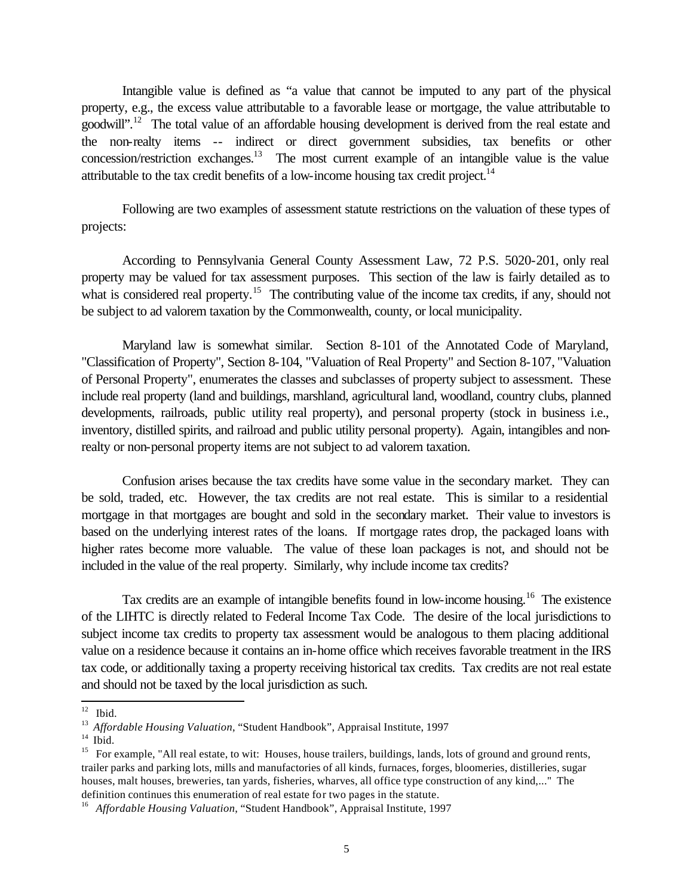Intangible value is defined as “a value that cannot be imputed to any part of the physical property, e.g., the excess value attributable to a favorable lease or mortgage, the value attributable to goodwill”.[12] The total value of an affordable housing development is derived from the real estate and the non-realty items -- indirect or direct government subsidies, tax benefits or other concession/restriction exchanges.[13] The most current example of an intangible value is the value attributable to the tax credit benefits of a low-income housing tax credit project.[14]

Following are two examples of assessment statute restrictions on the valuation of these types of projects:

According to Pennsylvania General County Assessment Law, 72 P.S. 5020-201, only real property may be valued for tax assessment purposes. This section of the law is fairly detailed as to what is considered real property.[15] The contributing value of the income tax credits, if any, should not be subject to ad valorem taxation by the Commonwealth, county, or local municipality.

Maryland law is somewhat similar. Section 8-101 of the Annotated Code of Maryland, "Classification of Property", Section 8-104, "Valuation of Real Property" and Section 8-107, "Valuation of Personal Property", enumerates the classes and subclasses of property subject to assessment. These include real property (land and buildings, marshland, agricultural land, woodland, country clubs, planned developments, railroads, public utility real property), and personal property (stock in business i.e., inventory, distilled spirits, and railroad and public utility personal property). Again, intangibles and non-realty or non-personal property items are not subject to ad valorem taxation.

Confusion arises because the tax credits have some value in the secondary market. They can be sold, traded, etc. However, the tax credits are not real estate. This is similar to a residential mortgage in that mortgages are bought and sold in the secondary market. Their value to investors is based on the underlying interest rates of the loans. If mortgage rates drop, the packaged loans with higher rates become more valuable. The value of these loan packages is not, and should not be included in the value of the real property. Similarly, why include income tax credits?

Tax credits are an example of intangible benefits found in low-income housing.[16] The existence of the LIHTC is directly related to Federal Income Tax Code. The desire of the local jurisdictions to subject income tax credits to property tax assessment would be analogous to them placing additional value on a residence because it contains an in-home office which receives favorable treatment in the IRS tax code, or additionally taxing a property receiving historical tax credits. Tax credits are not real estate and should not be taxed by the local jurisdiction as such.

---

[12] Ibid.

[13] *Affordable Housing Valuation*, “Student Handbook”, Appraisal Institute, 1997

[14] Ibid.

[15] For example, "All real estate, to wit: Houses, house trailers, buildings, lands, lots of ground and ground rents, trailer parks and parking lots, mills and manufactories of all kinds, furnaces, forges, bloomeries, distilleries, sugar houses, malt houses, breweries, tan yards, fisheries, wharves, all office type construction of any kind,..." The definition continues this enumeration of real estate for two pages in the statute.

[16] *Affordable Housing Valuation*, “Student Handbook”, Appraisal Institute, 1997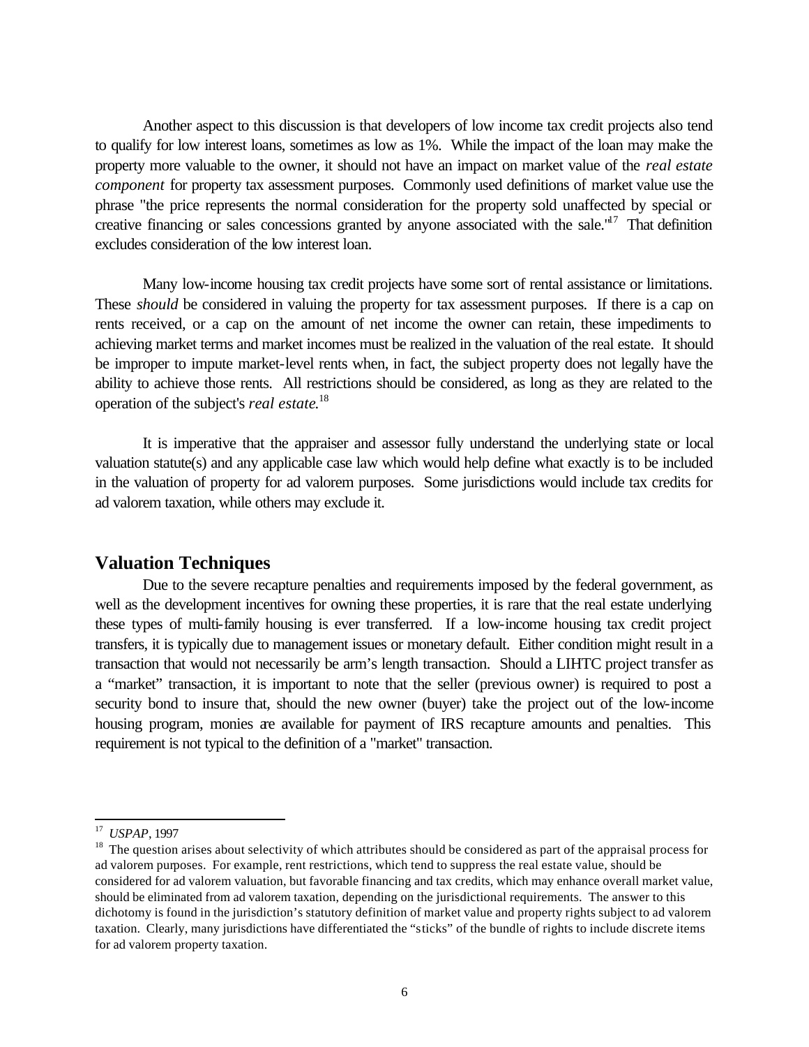Another aspect to this discussion is that developers of low income tax credit projects also tend to qualify for low interest loans, sometimes as low as 1%. While the impact of the loan may make the property more valuable to the owner, it should not have an impact on market value of the *real estate component* for property tax assessment purposes. Commonly used definitions of market value use the phrase "the price represents the normal consideration for the property sold unaffected by special or creative financing or sales concessions granted by anyone associated with the sale."[17] That definition excludes consideration of the low interest loan.

Many low-income housing tax credit projects have some sort of rental assistance or limitations. These *should* be considered in valuing the property for tax assessment purposes. If there is a cap on rents received, or a cap on the amount of net income the owner can retain, these impediments to achieving market terms and market incomes must be realized in the valuation of the real estate. It should be improper to impute market-level rents when, in fact, the subject property does not legally have the ability to achieve those rents. All restrictions should be considered, as long as they are related to the operation of the subject's *real estate*.[18]

It is imperative that the appraiser and assessor fully understand the underlying state or local valuation statute(s) and any applicable case law which would help define what exactly is to be included in the valuation of property for ad valorem purposes. Some jurisdictions would include tax credits for ad valorem taxation, while others may exclude it.

## Valuation Techniques

Due to the severe recapture penalties and requirements imposed by the federal government, as well as the development incentives for owning these properties, it is rare that the real estate underlying these types of multi-family housing is ever transferred. If a low-income housing tax credit project transfers, it is typically due to management issues or monetary default. Either condition might result in a transaction that would not necessarily be arm's length transaction. Should a LIHTC project transfer as a "market" transaction, it is important to note that the seller (previous owner) is required to post a security bond to insure that, should the new owner (buyer) take the project out of the low-income housing program, monies are available for payment of IRS recapture amounts and penalties. This requirement is not typical to the definition of a "market" transaction.

---

[17] *USPAP*, 1997

[18] The question arises about selectivity of which attributes should be considered as part of the appraisal process for ad valorem purposes. For example, rent restrictions, which tend to suppress the real estate value, should be considered for ad valorem valuation, but favorable financing and tax credits, which may enhance overall market value, should be eliminated from ad valorem taxation, depending on the jurisdictional requirements. The answer to this dichotomy is found in the jurisdiction's statutory definition of market value and property rights subject to ad valorem taxation. Clearly, many jurisdictions have differentiated the "sticks" of the bundle of rights to include discrete items for ad valorem property taxation.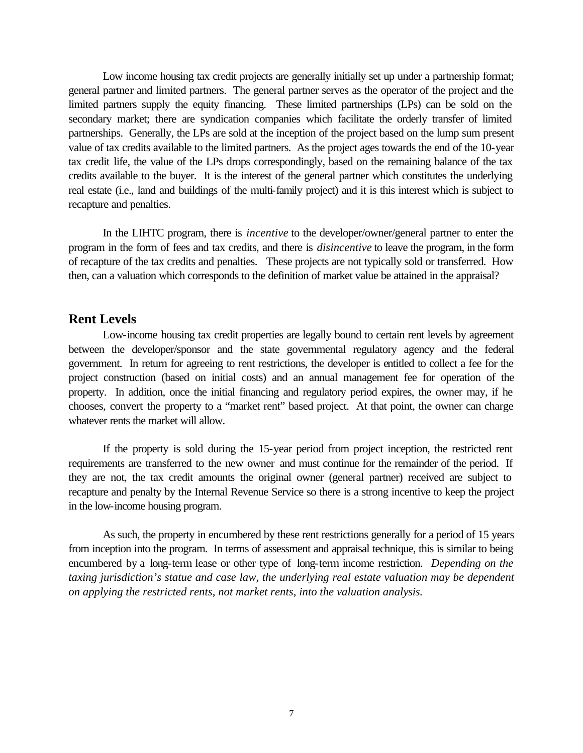Low income housing tax credit projects are generally initially set up under a partnership format; general partner and limited partners. The general partner serves as the operator of the project and the limited partners supply the equity financing. These limited partnerships (LPs) can be sold on the secondary market; there are syndication companies which facilitate the orderly transfer of limited partnerships. Generally, the LPs are sold at the inception of the project based on the lump sum present value of tax credits available to the limited partners. As the project ages towards the end of the 10-year tax credit life, the value of the LPs drops correspondingly, based on the remaining balance of the tax credits available to the buyer. It is the interest of the general partner which constitutes the underlying real estate (i.e., land and buildings of the multi-family project) and it is this interest which is subject to recapture and penalties.

In the LIHTC program, there is *incentive* to the developer/owner/general partner to enter the program in the form of fees and tax credits, and there is *disincentive* to leave the program, in the form of recapture of the tax credits and penalties. These projects are not typically sold or transferred. How then, can a valuation which corresponds to the definition of market value be attained in the appraisal?

## Rent Levels

Low-income housing tax credit properties are legally bound to certain rent levels by agreement between the developer/sponsor and the state governmental regulatory agency and the federal government. In return for agreeing to rent restrictions, the developer is entitled to collect a fee for the project construction (based on initial costs) and an annual management fee for operation of the property. In addition, once the initial financing and regulatory period expires, the owner may, if he chooses, convert the property to a "market rent" based project. At that point, the owner can charge whatever rents the market will allow.

If the property is sold during the 15-year period from project inception, the restricted rent requirements are transferred to the new owner and must continue for the remainder of the period. If they are not, the tax credit amounts the original owner (general partner) received are subject to recapture and penalty by the Internal Revenue Service so there is a strong incentive to keep the project in the low-income housing program.

As such, the property in encumbered by these rent restrictions generally for a period of 15 years from inception into the program. In terms of assessment and appraisal technique, this is similar to being encumbered by a long-term lease or other type of long-term income restriction. *Depending on the taxing jurisdiction's statue and case law, the underlying real estate valuation may be dependent on applying the restricted rents, not market rents, into the valuation analysis.*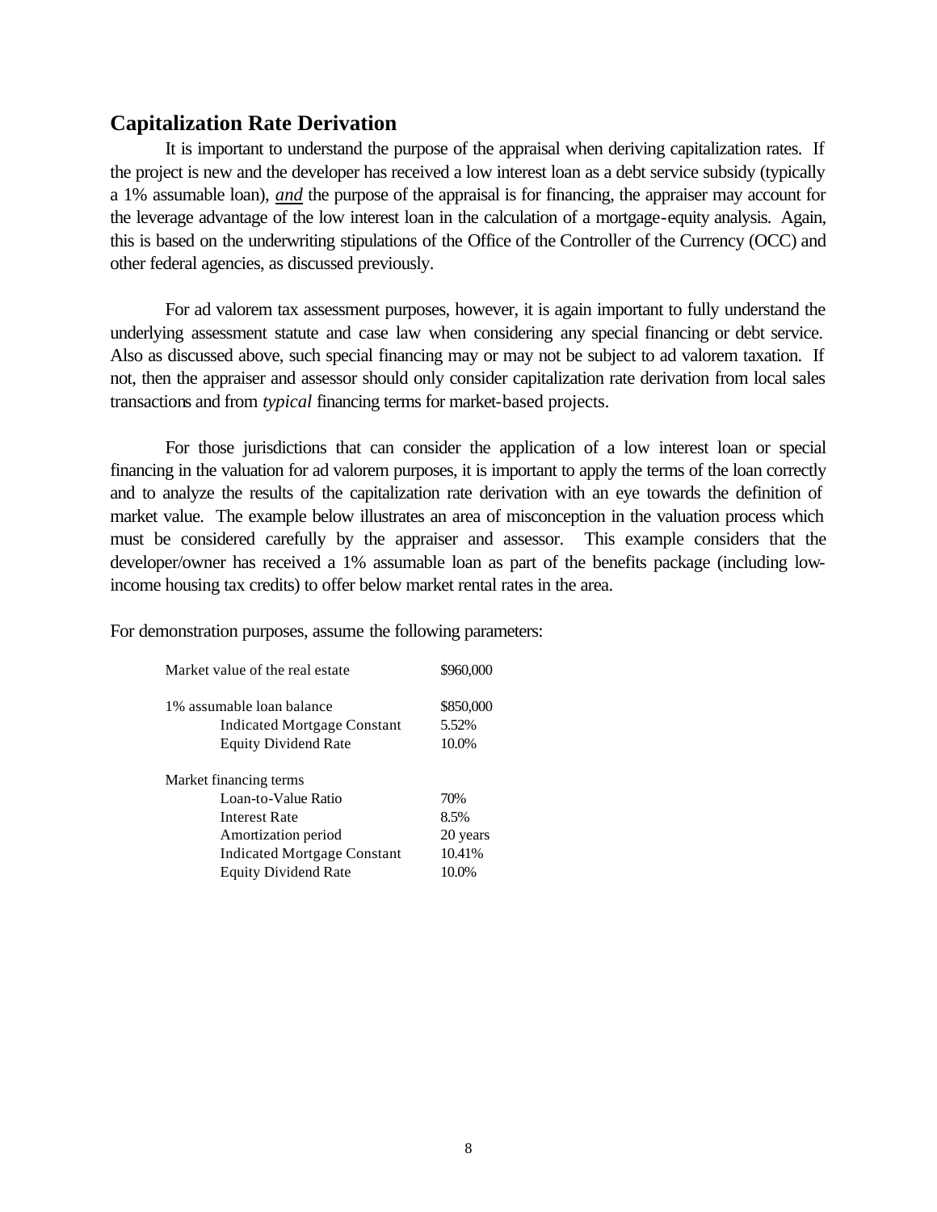## Capitalization Rate Derivation

It is important to understand the purpose of the appraisal when deriving capitalization rates. If the project is new and the developer has received a low interest loan as a debt service subsidy (typically a 1% assumable loan), ***and*** the purpose of the appraisal is for financing, the appraiser may account for the leverage advantage of the low interest loan in the calculation of a mortgage-equity analysis. Again, this is based on the underwriting stipulations of the Office of the Controller of the Currency (OCC) and other federal agencies, as discussed previously.

For ad valorem tax assessment purposes, however, it is again important to fully understand the underlying assessment statute and case law when considering any special financing or debt service. Also as discussed above, such special financing may or may not be subject to ad valorem taxation. If not, then the appraiser and assessor should only consider capitalization rate derivation from local sales transactions and from *typical* financing terms for market-based projects.

For those jurisdictions that can consider the application of a low interest loan or special financing in the valuation for ad valorem purposes, it is important to apply the terms of the loan correctly and to analyze the results of the capitalization rate derivation with an eye towards the definition of market value. The example below illustrates an area of misconception in the valuation process which must be considered carefully by the appraiser and assessor. This example considers that the developer/owner has received a 1% assumable loan as part of the benefits package (including low-income housing tax credits) to offer below market rental rates in the area.

For demonstration purposes, assume the following parameters:

| | |
|---|---|
| Market value of the real estate | $960,000 |
| 1% assumable loan balance | $850,000 |
| Indicated Mortgage Constant | 5.52% |
| Equity Dividend Rate | 10.0% |
| Market financing terms | |
| Loan-to-Value Ratio | 70% |
| Interest Rate | 8.5% |
| Amortization period | 20 years |
| Indicated Mortgage Constant | 10.41% |
| Equity Dividend Rate | 10.0% |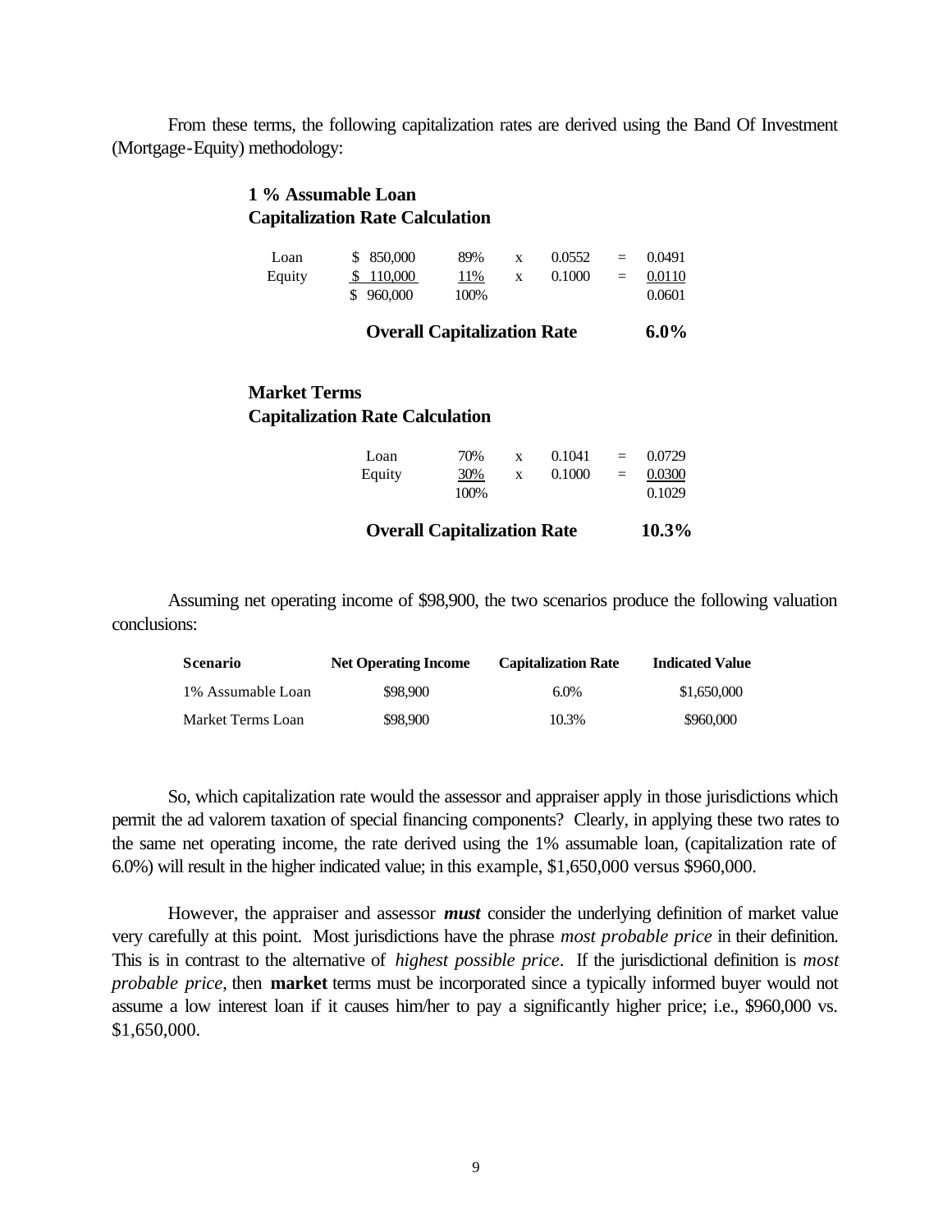From these terms, the following capitalization rates are derived using the Band Of Investment (Mortgage-Equity) methodology:

**1 % Assumable Loan**
**Capitalization Rate Calculation**

| | | | | | | |
|---|---|---|---|---|---|---|
| Loan | $ 850,000 | 89% | x | 0.0552 | = | 0.0491 |
| Equity | $ 110,000 | 11% | x | 0.1000 | = | 0.0110 |
| | $ 960,000 | 100% | | | | 0.0601 |

**Overall Capitalization Rate 6.0%**

**Market Terms**
**Capitalization Rate Calculation**

| | | | | | |
|---|---|---|---|---|---|
| Loan | 70% | x | 0.1041 | = | 0.0729 |
| Equity | 30% | x | 0.1000 | = | 0.0300 |
| | 100% | | | | 0.1029 |

**Overall Capitalization Rate 10.3%**

Assuming net operating income of $98,900, the two scenarios produce the following valuation conclusions:

| Scenario | Net Operating Income | Capitalization Rate | Indicated Value |
|---|---|---|---|
| 1% Assumable Loan | $98,900 | 6.0% | $1,650,000 |
| Market Terms Loan | $98,900 | 10.3% | $960,000 |

So, which capitalization rate would the assessor and appraiser apply in those jurisdictions which permit the ad valorem taxation of special financing components? Clearly, in applying these two rates to the same net operating income, the rate derived using the 1% assumable loan, (capitalization rate of 6.0%) will result in the higher indicated value; in this example, $1,650,000 versus $960,000.

However, the appraiser and assessor ***must*** consider the underlying definition of market value very carefully at this point. Most jurisdictions have the phrase *most probable price* in their definition. This is in contrast to the alternative of *highest possible price*. If the jurisdictional definition is *most probable price*, then **market** terms must be incorporated since a typically informed buyer would not assume a low interest loan if it causes him/her to pay a significantly higher price; i.e., $960,000 vs. $1,650,000.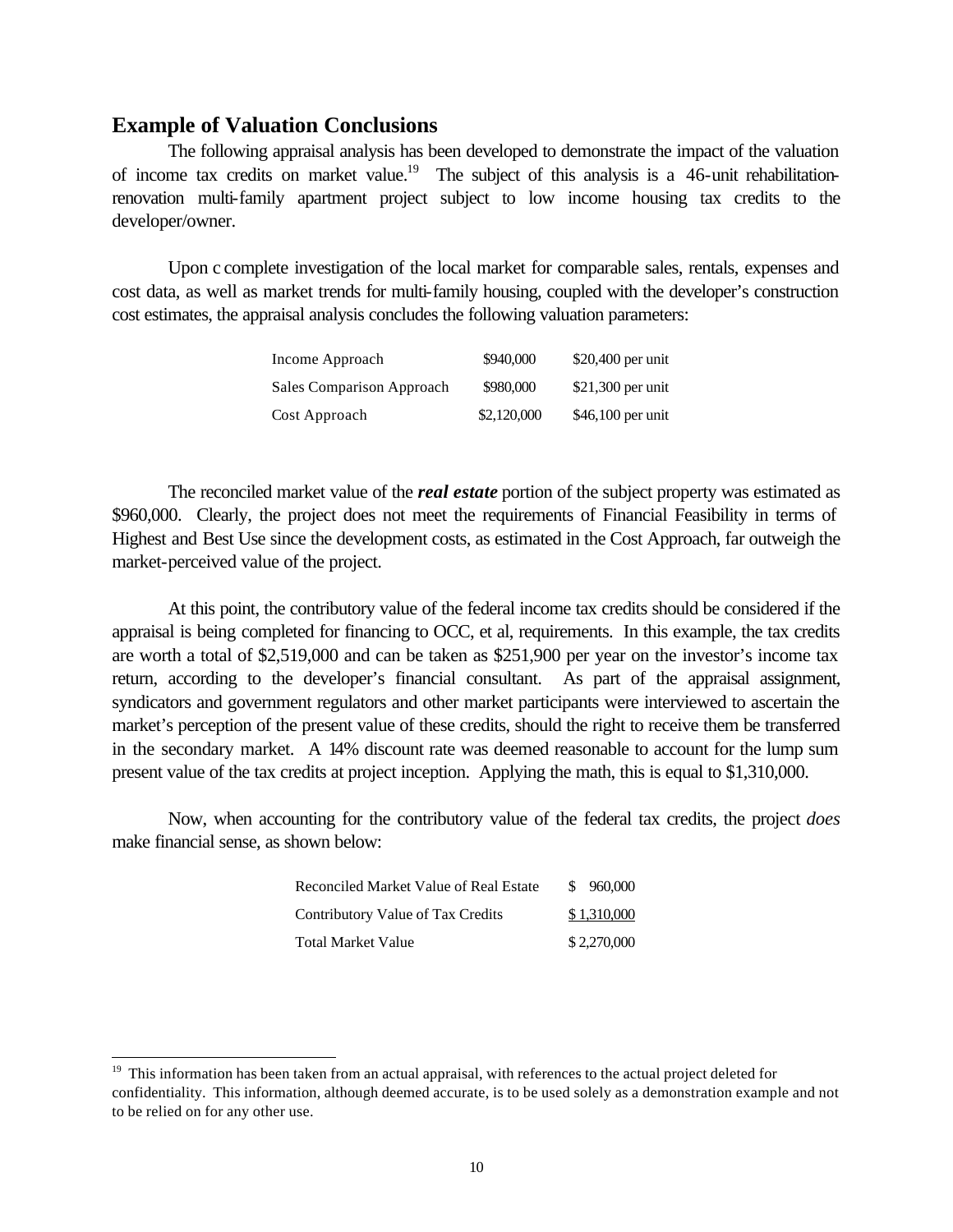## Example of Valuation Conclusions

The following appraisal analysis has been developed to demonstrate the impact of the valuation of income tax credits on market value.[19] The subject of this analysis is a 46-unit rehabilitation-renovation multi-family apartment project subject to low income housing tax credits to the developer/owner.

Upon c complete investigation of the local market for comparable sales, rentals, expenses and cost data, as well as market trends for multi-family housing, coupled with the developer's construction cost estimates, the appraisal analysis concludes the following valuation parameters:

| | | |
|---|---|---|
| Income Approach | $940,000 | $20,400 per unit |
| Sales Comparison Approach | $980,000 | $21,300 per unit |
| Cost Approach | $2,120,000 | $46,100 per unit |

The reconciled market value of the ***real estate*** portion of the subject property was estimated as $960,000. Clearly, the project does not meet the requirements of Financial Feasibility in terms of Highest and Best Use since the development costs, as estimated in the Cost Approach, far outweigh the market-perceived value of the project.

At this point, the contributory value of the federal income tax credits should be considered if the appraisal is being completed for financing to OCC, et al, requirements. In this example, the tax credits are worth a total of $2,519,000 and can be taken as $251,900 per year on the investor's income tax return, according to the developer's financial consultant. As part of the appraisal assignment, syndicators and government regulators and other market participants were interviewed to ascertain the market's perception of the present value of these credits, should the right to receive them be transferred in the secondary market. A 14% discount rate was deemed reasonable to account for the lump sum present value of the tax credits at project inception. Applying the math, this is equal to $1,310,000.

Now, when accounting for the contributory value of the federal tax credits, the project *does* make financial sense, as shown below:

| | |
|---|---|
| Reconciled Market Value of Real Estate | $ 960,000 |
| Contributory Value of Tax Credits | $ 1,310,000 |
| Total Market Value | $ 2,270,000 |

---

[19] This information has been taken from an actual appraisal, with references to the actual project deleted for confidentiality. This information, although deemed accurate, is to be used solely as a demonstration example and not to be relied on for any other use.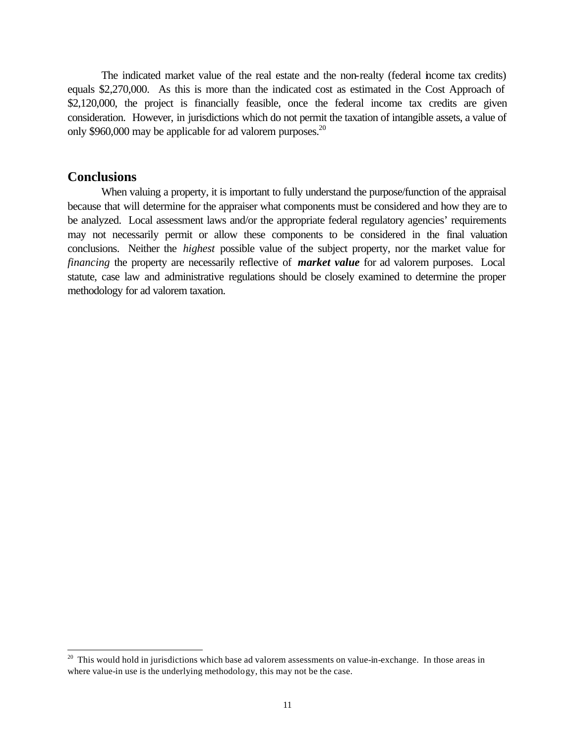The indicated market value of the real estate and the non-realty (federal income tax credits) equals $2,270,000. As this is more than the indicated cost as estimated in the Cost Approach of $2,120,000, the project is financially feasible, once the federal income tax credits are given consideration. However, in jurisdictions which do not permit the taxation of intangible assets, a value of only $960,000 may be applicable for ad valorem purposes.[20]

## Conclusions

When valuing a property, it is important to fully understand the purpose/function of the appraisal because that will determine for the appraiser what components must be considered and how they are to be analyzed. Local assessment laws and/or the appropriate federal regulatory agencies' requirements may not necessarily permit or allow these components to be considered in the final valuation conclusions. Neither the *highest* possible value of the subject property, nor the market value for *financing* the property are necessarily reflective of ***market value*** for ad valorem purposes. Local statute, case law and administrative regulations should be closely examined to determine the proper methodology for ad valorem taxation.

---

[20] This would hold in jurisdictions which base ad valorem assessments on value-in-exchange. In those areas in where value-in use is the underlying methodology, this may not be the case.